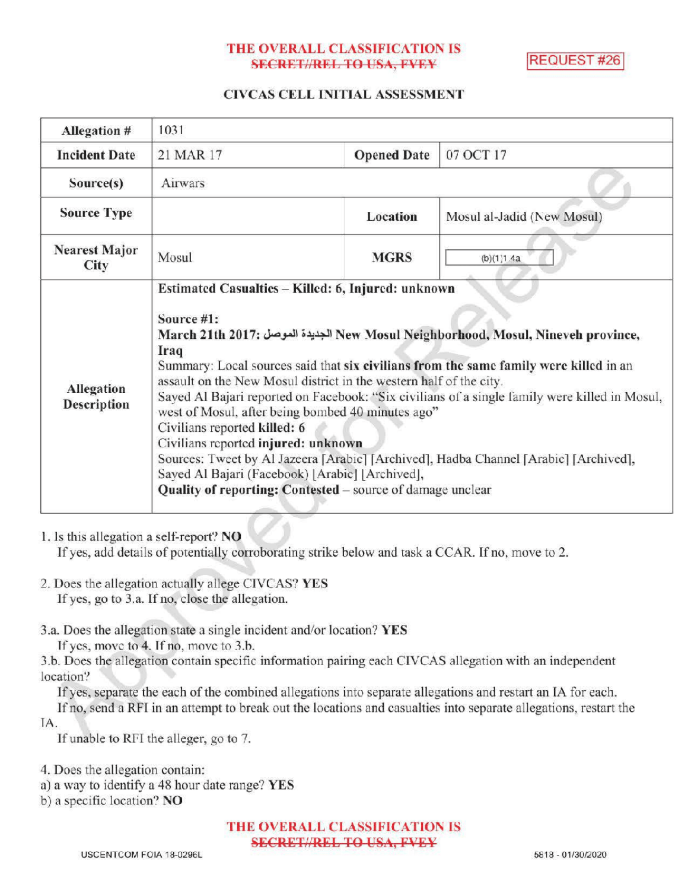THE OVERALL CLASSIFICATION IS
~~SECRET//REL TO USA, FVEY~~

REQUEST #26

## CIVCAS CELL INITIAL ASSESSMENT

| Allegation # | 1031 | | |
|---|---|---|---|
| Incident Date | 21 MAR 17 | Opened Date | 07 OCT 17 |
| Source(s) | Airwars | | |
| Source Type | | Location | Mosul al-Jadid (New Mosul) |
| Nearest Major City | Mosul | MGRS | (b)(1)1.4a |
| Allegation Description | **Estimated Casualties – Killed: 6, Injured: unknown**<br><br>**Source #1:**<br>**March 21th 2017: الجديدة الموصل New Mosul Neighborhood, Mosul, Nineveh province, Iraq**<br>Summary: Local sources said that **six civilians from the same family were killed** in an assault on the New Mosul district in the western half of the city.<br>Sayed Al Bajari reported on Facebook: "Six civilians of a single family were killed in Mosul, west of Mosul, after being bombed 40 minutes ago"<br>Civilians reported **killed: 6**<br>Civilians reported **injured: unknown**<br>Sources: Tweet by Al Jazeera [Arabic] [Archived], Hadba Channel [Arabic] [Archived], Sayed Al Bajari (Facebook) [Arabic] [Archived],<br>**Quality of reporting: Contested** – source of damage unclear | | |

1. Is this allegation a self-report? **NO**
   If yes, add details of potentially corroborating strike below and task a CCAR. If no, move to 2.

2. Does the allegation actually allege CIVCAS? **YES**
   If yes, go to 3.a. If no, close the allegation.

3.a. Does the allegation state a single incident and/or location? **YES**
   If yes, move to 4. If no, move to 3.b.

3.b. Does the allegation contain specific information pairing each CIVCAS allegation with an independent location?
   If yes, separate the each of the combined allegations into separate allegations and restart an IA for each.
   If no, send a RFI in an attempt to break out the locations and casualties into separate allegations, restart the IA.
   If unable to RFI the alleger, go to 7.

4. Does the allegation contain:
a) a way to identify a 48 hour date range? **YES**
b) a specific location? **NO**

THE OVERALL CLASSIFICATION IS
~~SECRET//REL TO USA, FVEY~~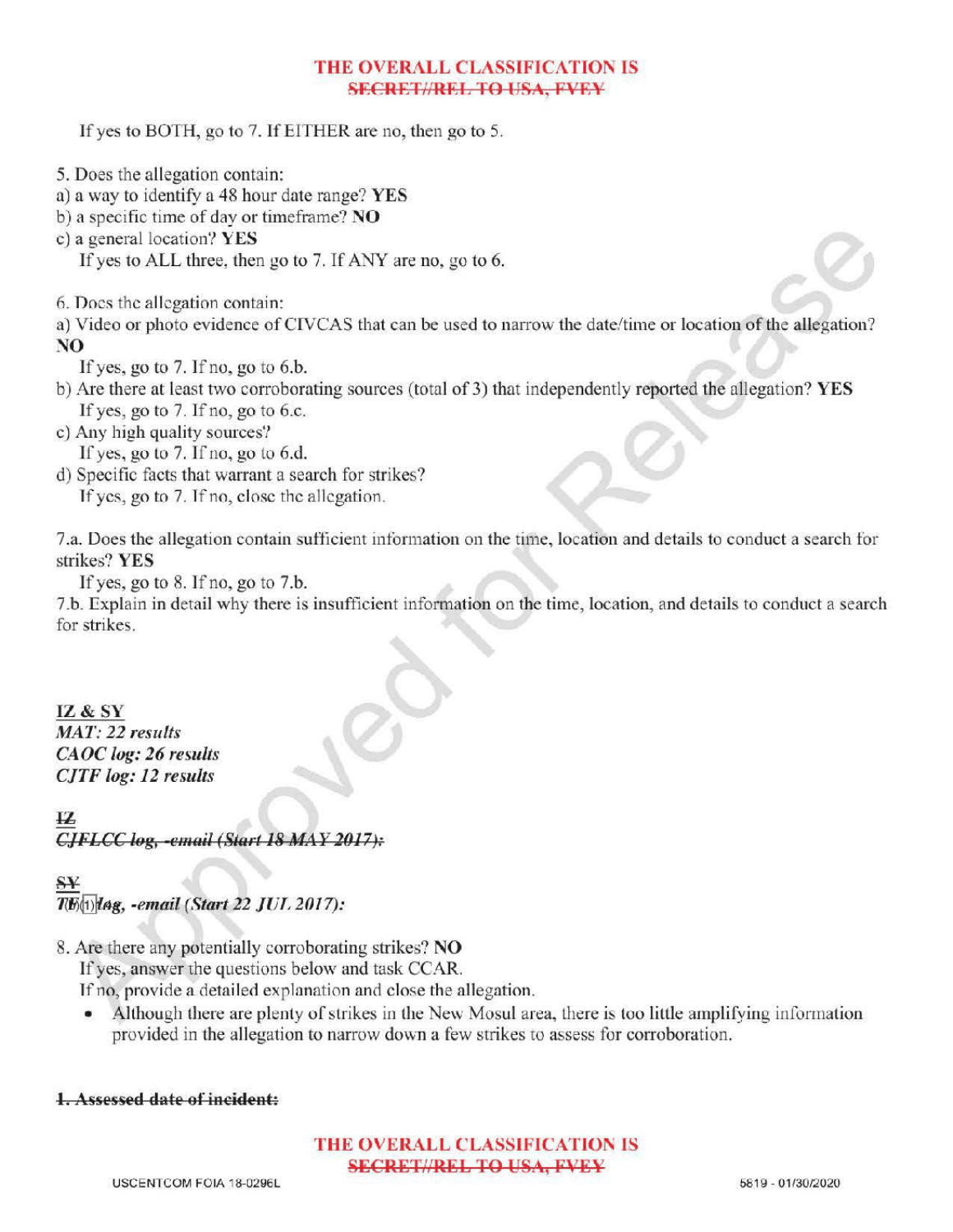If yes to BOTH, go to 7. If EITHER are no, then go to 5.

5. Does the allegation contain:
a) a way to identify a 48 hour date range? **YES**
b) a specific time of day or timeframe? **NO**
c) a general location? **YES**
If yes to ALL three, then go to 7. If ANY are no, go to 6.

6. Does the allegation contain:
a) Video or photo evidence of CIVCAS that can be used to narrow the date/time or location of the allegation? **NO**
If yes, go to 7. If no, go to 6.b.
b) Are there at least two corroborating sources (total of 3) that independently reported the allegation? **YES**
If yes, go to 7. If no, go to 6.c.
c) Any high quality sources?
If yes, go to 7. If no, go to 6.d.
d) Specific facts that warrant a search for strikes?
If yes, go to 7. If no, close the allegation.

7.a. Does the allegation contain sufficient information on the time, location and details to conduct a search for strikes? **YES**
If yes, go to 8. If no, go to 7.b.
7.b. Explain in detail why there is insufficient information on the time, location, and details to conduct a search for strikes.

**IZ & SY**
***MAT: 22 results***
***CAOC log: 26 results***
***CJTF log: 12 results***

~~**IZ**~~
~~***CJFLCC log, -email (Start 18 MAY 2017):***~~

~~**SY**~~
***T(b)(1) log, -email (Start 22 JUL 2017):***

8. Are there any potentially corroborating strikes? **NO**
If yes, answer the questions below and task CCAR.
If no, provide a detailed explanation and close the allegation.

- Although there are plenty of strikes in the New Mosul area, there is too little amplifying information provided in the allegation to narrow down a few strikes to assess for corroboration.

~~**1. Assessed date of incident:**~~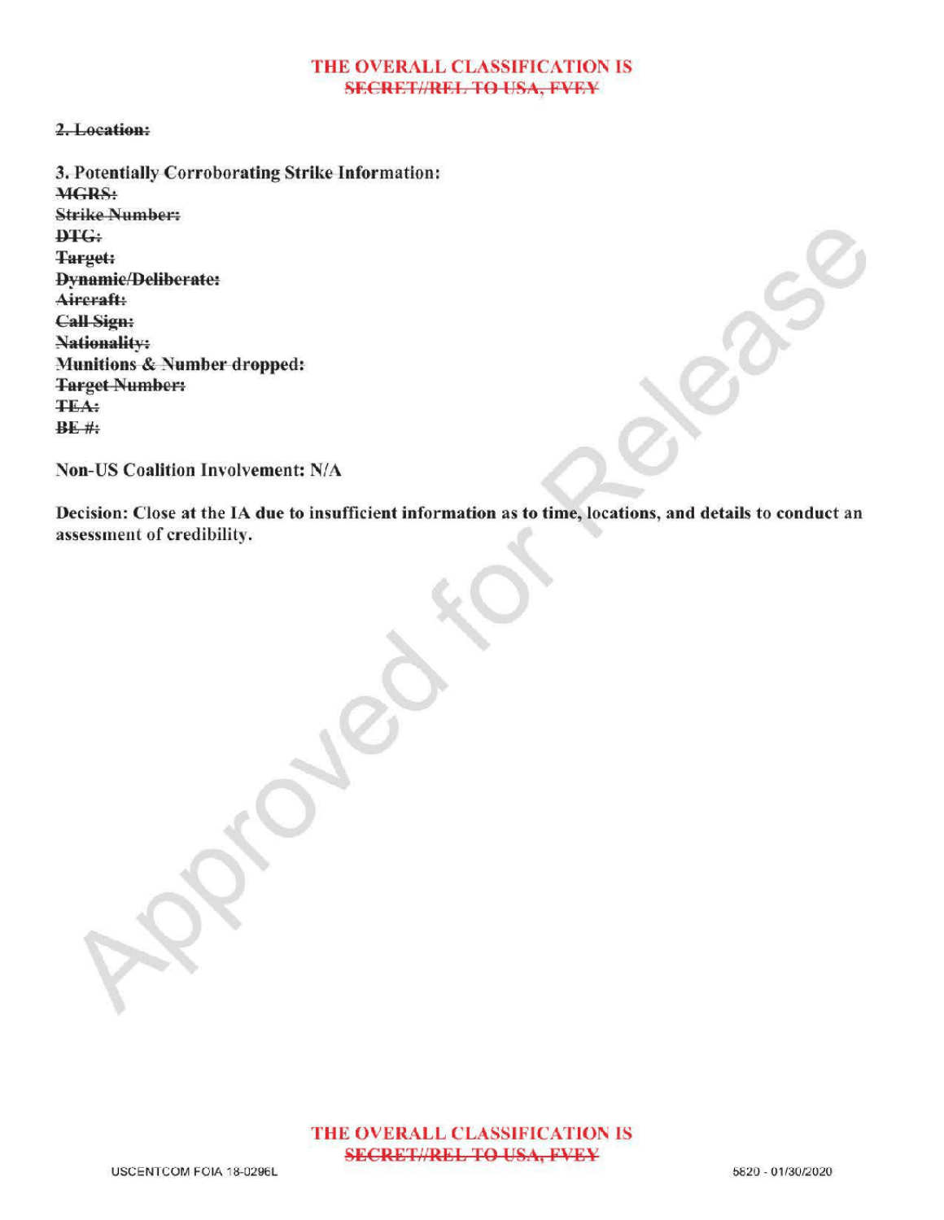~~2. Location:~~

3. Potentially Corroborating Strike Information:
~~MGRS:~~
~~Strike Number:~~
~~DTG:~~
~~Target:~~
~~Dynamic/Deliberate:~~
~~Aircraft:~~
~~Call Sign:~~
~~Nationality:~~
Munitions & Number dropped:
~~Target Number:~~
~~TEA:~~
~~BE #:~~

**Non-US Coalition Involvement: N/A**

**Decision: Close at the IA due to insufficient information as to time, locations, and details to conduct an assessment of credibility.**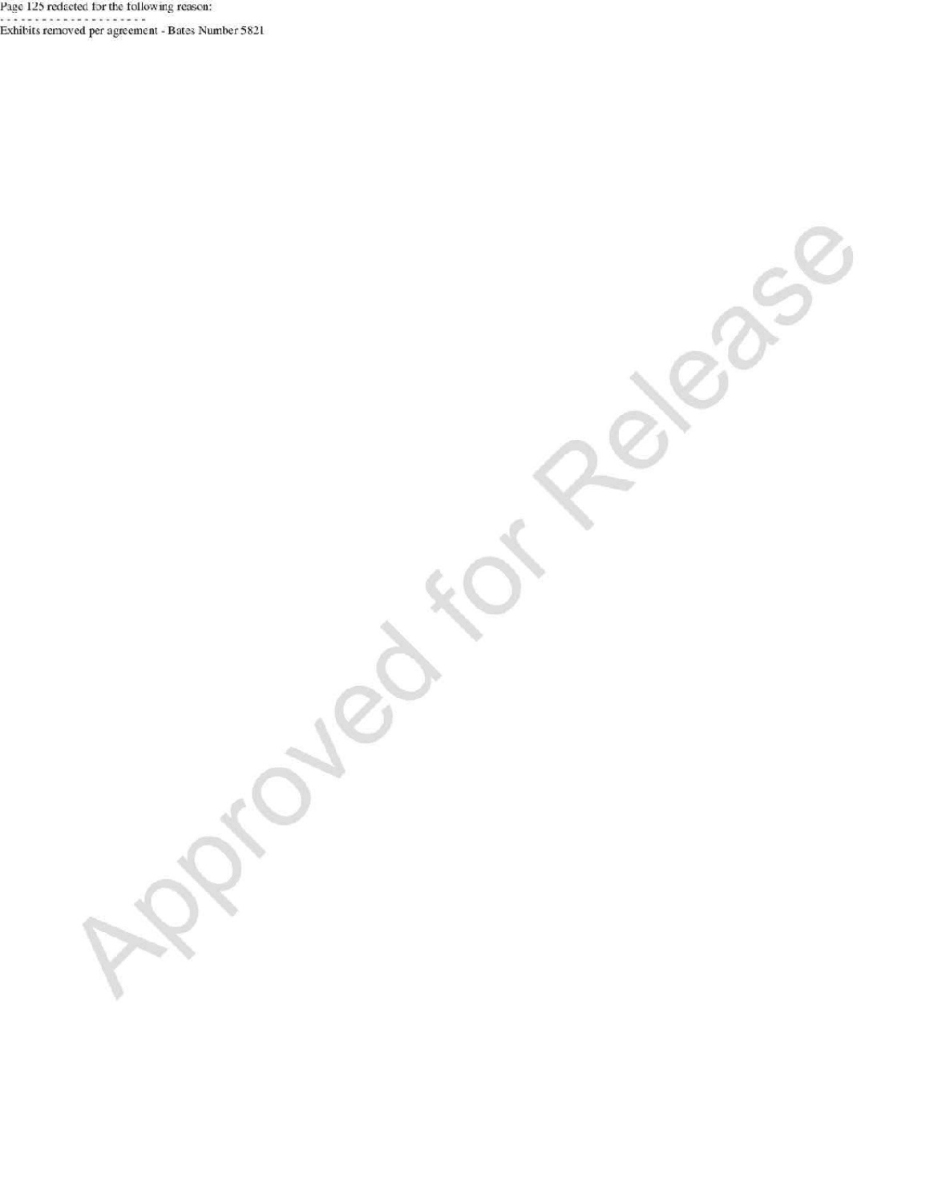Page 125 redacted for the following reason:

- - - - - - - - - - - - - - - - - - - -

Exhibits removed per agreement - Bates Number 5821